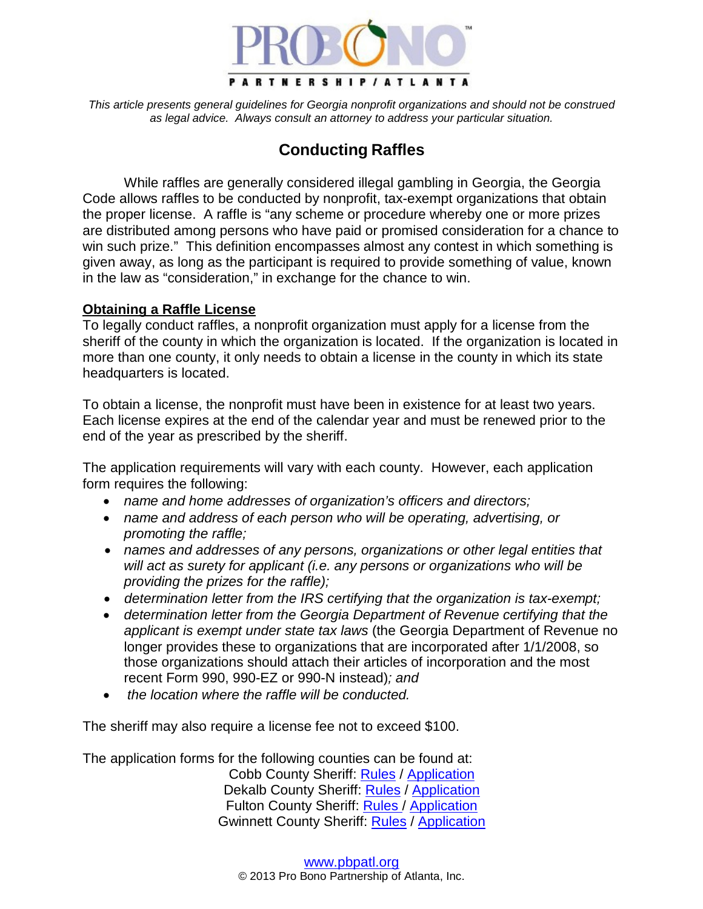PROBONO PARTNERSHIP / ATLANTA

*This article presents general guidelines for Georgia nonprofit organizations and should not be construed as legal advice. Always consult an attorney to address your particular situation.*

# Conducting Raffles

While raffles are generally considered illegal gambling in Georgia, the Georgia Code allows raffles to be conducted by nonprofit, tax-exempt organizations that obtain the proper license. A raffle is "any scheme or procedure whereby one or more prizes are distributed among persons who have paid or promised consideration for a chance to win such prize." This definition encompasses almost any contest in which something is given away, as long as the participant is required to provide something of value, known in the law as "consideration," in exchange for the chance to win.

## Obtaining a Raffle License

To legally conduct raffles, a nonprofit organization must apply for a license from the sheriff of the county in which the organization is located. If the organization is located in more than one county, it only needs to obtain a license in the county in which its state headquarters is located.

To obtain a license, the nonprofit must have been in existence for at least two years. Each license expires at the end of the calendar year and must be renewed prior to the end of the year as prescribed by the sheriff.

The application requirements will vary with each county. However, each application form requires the following:

- *name and home addresses of organization's officers and directors;*
- *name and address of each person who will be operating, advertising, or promoting the raffle;*
- *names and addresses of any persons, organizations or other legal entities that will act as surety for applicant (i.e. any persons or organizations who will be providing the prizes for the raffle);*
- *determination letter from the IRS certifying that the organization is tax-exempt;*
- *determination letter from the Georgia Department of Revenue certifying that the applicant is exempt under state tax laws* (the Georgia Department of Revenue no longer provides these to organizations that are incorporated after 1/1/2008, so those organizations should attach their articles of incorporation and the most recent Form 990, 990-EZ or 990-N instead)*; and*
- *the location where the raffle will be conducted.*

The sheriff may also require a license fee not to exceed $100.

The application forms for the following counties can be found at:

Cobb County Sheriff: Rules / Application
Dekalb County Sheriff: Rules / Application
Fulton County Sheriff: Rules / Application
Gwinnett County Sheriff: Rules / Application

www.pbpatl.org
© 2013 Pro Bono Partnership of Atlanta, Inc.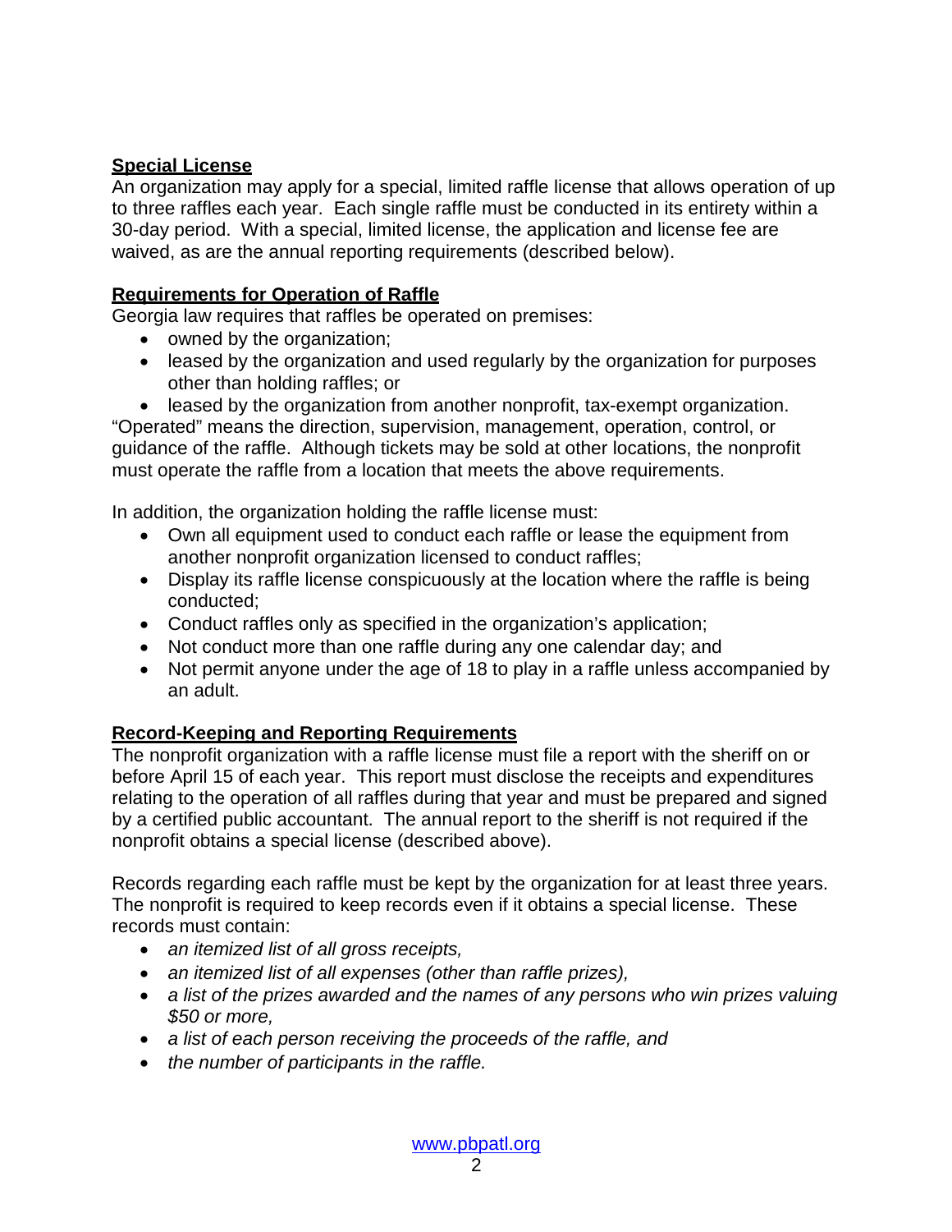## Special License

An organization may apply for a special, limited raffle license that allows operation of up to three raffles each year. Each single raffle must be conducted in its entirety within a 30-day period. With a special, limited license, the application and license fee are waived, as are the annual reporting requirements (described below).

## Requirements for Operation of Raffle

Georgia law requires that raffles be operated on premises:

- owned by the organization;
- leased by the organization and used regularly by the organization for purposes other than holding raffles; or
- leased by the organization from another nonprofit, tax-exempt organization.

"Operated" means the direction, supervision, management, operation, control, or guidance of the raffle. Although tickets may be sold at other locations, the nonprofit must operate the raffle from a location that meets the above requirements.

In addition, the organization holding the raffle license must:

- Own all equipment used to conduct each raffle or lease the equipment from another nonprofit organization licensed to conduct raffles;
- Display its raffle license conspicuously at the location where the raffle is being conducted;
- Conduct raffles only as specified in the organization's application;
- Not conduct more than one raffle during any one calendar day; and
- Not permit anyone under the age of 18 to play in a raffle unless accompanied by an adult.

## Record-Keeping and Reporting Requirements

The nonprofit organization with a raffle license must file a report with the sheriff on or before April 15 of each year. This report must disclose the receipts and expenditures relating to the operation of all raffles during that year and must be prepared and signed by a certified public accountant. The annual report to the sheriff is not required if the nonprofit obtains a special license (described above).

Records regarding each raffle must be kept by the organization for at least three years. The nonprofit is required to keep records even if it obtains a special license. These records must contain:

- *an itemized list of all gross receipts,*
- *an itemized list of all expenses (other than raffle prizes),*
- *a list of the prizes awarded and the names of any persons who win prizes valuing $50 or more,*
- *a list of each person receiving the proceeds of the raffle, and*
- *the number of participants in the raffle.*

www.pbpatl.org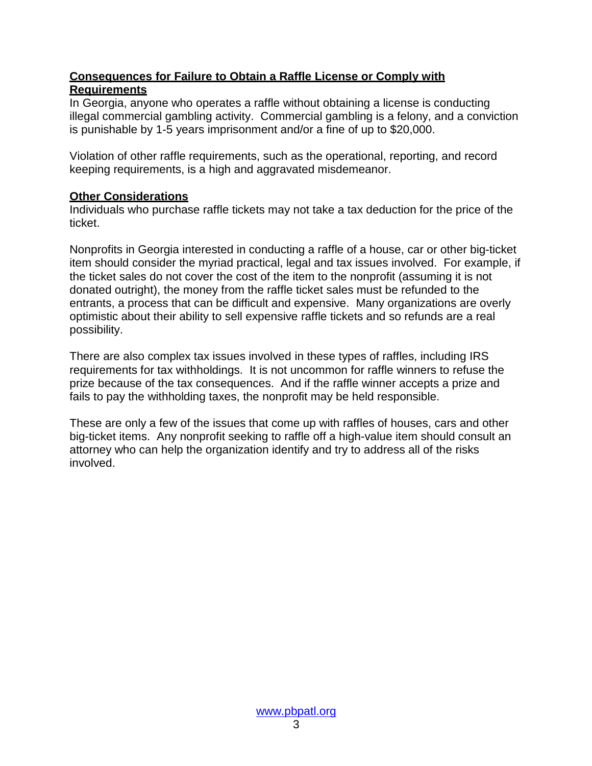## Consequences for Failure to Obtain a Raffle License or Comply with Requirements

In Georgia, anyone who operates a raffle without obtaining a license is conducting illegal commercial gambling activity. Commercial gambling is a felony, and a conviction is punishable by 1-5 years imprisonment and/or a fine of up to $20,000.

Violation of other raffle requirements, such as the operational, reporting, and record keeping requirements, is a high and aggravated misdemeanor.

## Other Considerations

Individuals who purchase raffle tickets may not take a tax deduction for the price of the ticket.

Nonprofits in Georgia interested in conducting a raffle of a house, car or other big-ticket item should consider the myriad practical, legal and tax issues involved. For example, if the ticket sales do not cover the cost of the item to the nonprofit (assuming it is not donated outright), the money from the raffle ticket sales must be refunded to the entrants, a process that can be difficult and expensive. Many organizations are overly optimistic about their ability to sell expensive raffle tickets and so refunds are a real possibility.

There are also complex tax issues involved in these types of raffles, including IRS requirements for tax withholdings. It is not uncommon for raffle winners to refuse the prize because of the tax consequences. And if the raffle winner accepts a prize and fails to pay the withholding taxes, the nonprofit may be held responsible.

These are only a few of the issues that come up with raffles of houses, cars and other big-ticket items. Any nonprofit seeking to raffle off a high-value item should consult an attorney who can help the organization identify and try to address all of the risks involved.